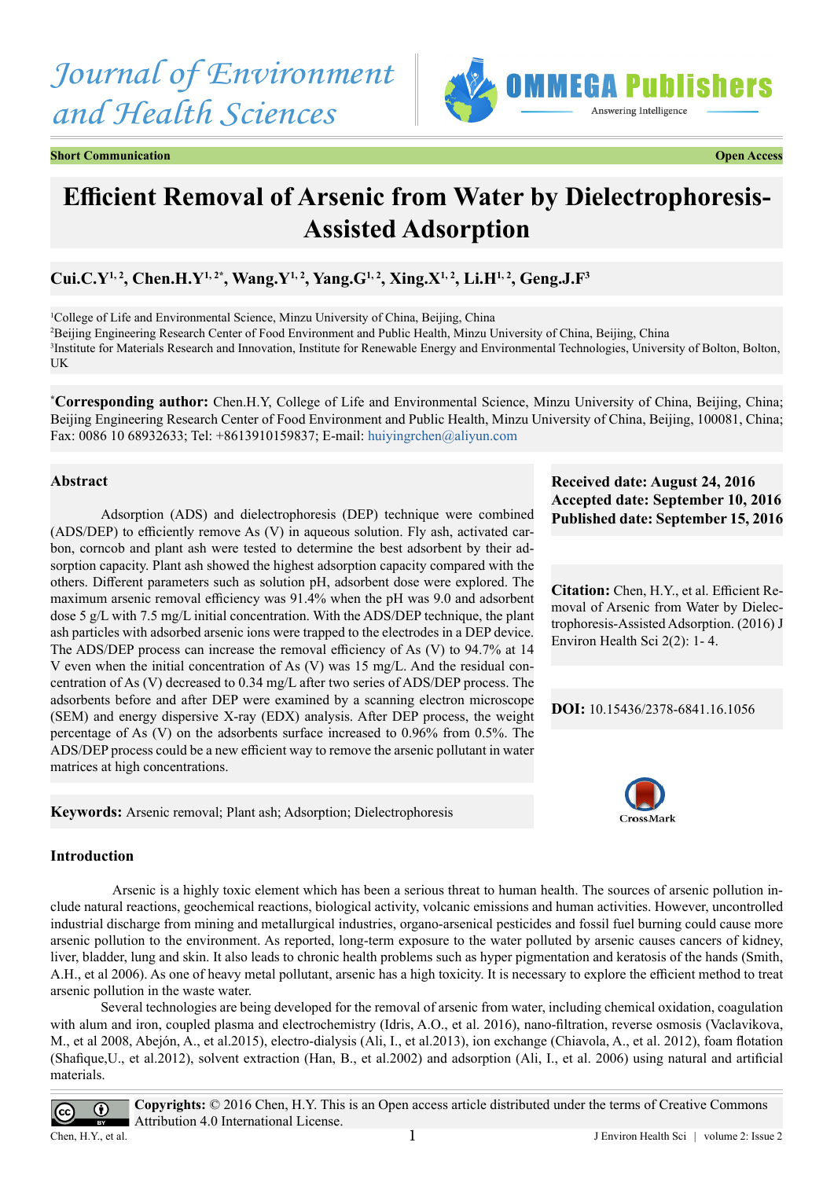Journal of Environment and Health Sciences

**Short Communication** **Open Access**

# Efficient Removal of Arsenic from Water by Dielectrophoresis-Assisted Adsorption

**Cui.C.Y[1,2], Chen.H.Y[1,2*], Wang.Y[1,2], Yang.G[1,2], Xing.X[1,2], Li.H[1,2], Geng.J.F[3]**

[1]College of Life and Environmental Science, Minzu University of China, Beijing, China
[2]Beijing Engineering Research Center of Food Environment and Public Health, Minzu University of China, Beijing, China
[3]Institute for Materials Research and Innovation, Institute for Renewable Energy and Environmental Technologies, University of Bolton, Bolton, UK

[*]**Corresponding author:** Chen.H.Y, College of Life and Environmental Science, Minzu University of China, Beijing, China; Beijing Engineering Research Center of Food Environment and Public Health, Minzu University of China, Beijing, 100081, China; Fax: 0086 10 68932633; Tel: +8613910159837; E-mail: huiyingrchen@aliyun.com

**Received date: August 24, 2016**
**Accepted date: September 10, 2016**
**Published date: September 15, 2016**

**Citation:** Chen, H.Y., et al. Efficient Removal of Arsenic from Water by Dielectrophoresis-Assisted Adsorption. (2016) J Environ Health Sci 2(2): 1- 4.

**DOI:** 10.15436/2378-6841.16.1056

## Abstract

Adsorption (ADS) and dielectrophoresis (DEP) technique were combined (ADS/DEP) to efficiently remove As (V) in aqueous solution. Fly ash, activated carbon, corncob and plant ash were tested to determine the best adsorbent by their adsorption capacity. Plant ash showed the highest adsorption capacity compared with the others. Different parameters such as solution pH, adsorbent dose were explored. The maximum arsenic removal efficiency was 91.4% when the pH was 9.0 and adsorbent dose 5 g/L with 7.5 mg/L initial concentration. With the ADS/DEP technique, the plant ash particles with adsorbed arsenic ions were trapped to the electrodes in a DEP device. The ADS/DEP process can increase the removal efficiency of As (V) to 94.7% at 14 V even when the initial concentration of As (V) was 15 mg/L. And the residual concentration of As (V) decreased to 0.34 mg/L after two series of ADS/DEP process. The adsorbents before and after DEP were examined by a scanning electron microscope (SEM) and energy dispersive X-ray (EDX) analysis. After DEP process, the weight percentage of As (V) on the adsorbents surface increased to 0.96% from 0.5%. The ADS/DEP process could be a new efficient way to remove the arsenic pollutant in water matrices at high concentrations.

**Keywords:** Arsenic removal; Plant ash; Adsorption; Dielectrophoresis

## Introduction

Arsenic is a highly toxic element which has been a serious threat to human health. The sources of arsenic pollution include natural reactions, geochemical reactions, biological activity, volcanic emissions and human activities. However, uncontrolled industrial discharge from mining and metallurgical industries, organo-arsenical pesticides and fossil fuel burning could cause more arsenic pollution to the environment. As reported, long-term exposure to the water polluted by arsenic causes cancers of kidney, liver, bladder, lung and skin. It also leads to chronic health problems such as hyper pigmentation and keratosis of the hands (Smith, A.H., et al 2006). As one of heavy metal pollutant, arsenic has a high toxicity. It is necessary to explore the efficient method to treat arsenic pollution in the waste water.

Several technologies are being developed for the removal of arsenic from water, including chemical oxidation, coagulation with alum and iron, coupled plasma and electrochemistry (Idris, A.O., et al. 2016), nano-filtration, reverse osmosis (Vaclavikova, M., et al 2008, Abejón, A., et al.2015), electro-dialysis (Ali, I., et al.2013), ion exchange (Chiavola, A., et al. 2012), foam flotation (Shafique,U., et al.2012), solvent extraction (Han, B., et al.2002) and adsorption (Ali, I., et al. 2006) using natural and artificial materials.

**Copyrights:** © 2016 Chen, H.Y. This is an Open access article distributed under the terms of Creative Commons Attribution 4.0 International License.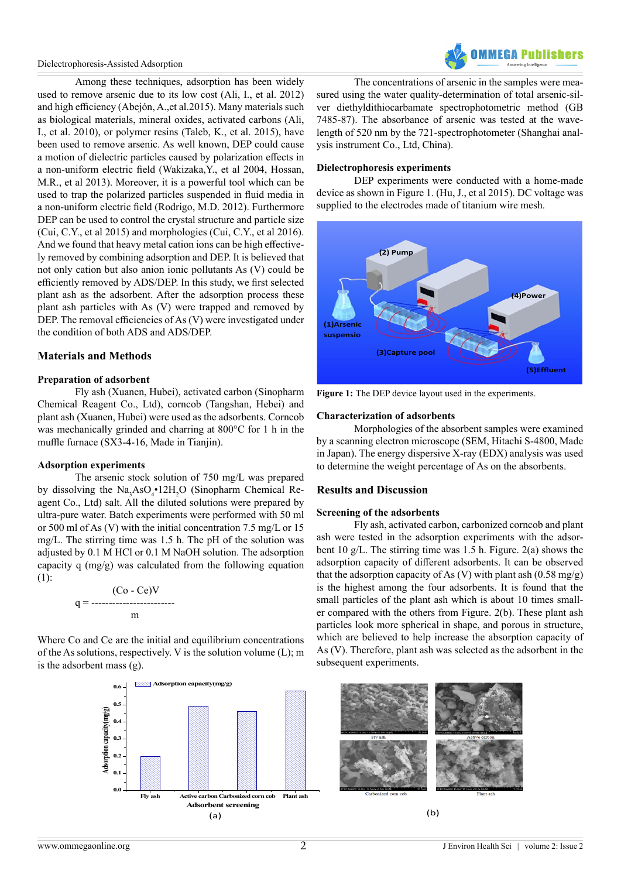Among these techniques, adsorption has been widely used to remove arsenic due to its low cost (Ali, I., et al. 2012) and high efficiency (Abejón, A.,et al.2015). Many materials such as biological materials, mineral oxides, activated carbons (Ali, I., et al. 2010), or polymer resins (Taleb, K., et al. 2015), have been used to remove arsenic. As well known, DEP could cause a motion of dielectric particles caused by polarization effects in a non-uniform electric field (Wakizaka,Y., et al 2004, Hossan, M.R., et al 2013). Moreover, it is a powerful tool which can be used to trap the polarized particles suspended in fluid media in a non-uniform electric field (Rodrigo, M.D. 2012). Furthermore DEP can be used to control the crystal structure and particle size (Cui, C.Y., et al 2015) and morphologies (Cui, C.Y., et al 2016). And we found that heavy metal cation ions can be high effectively removed by combining adsorption and DEP. It is believed that not only cation but also anion ionic pollutants As (V) could be efficiently removed by ADS/DEP. In this study, we first selected plant ash as the adsorbent. After the adsorption process these plant ash particles with As (V) were trapped and removed by DEP. The removal efficiencies of As (V) were investigated under the condition of both ADS and ADS/DEP.

## Materials and Methods

### Preparation of adsorbent

Fly ash (Xuanen, Hubei), activated carbon (Sinopharm Chemical Reagent Co., Ltd), corncob (Tangshan, Hebei) and plant ash (Xuanen, Hubei) were used as the adsorbents. Corncob was mechanically grinded and charring at 800°C for 1 h in the muffle furnace (SX3-4-16, Made in Tianjin).

### Adsorption experiments

The arsenic stock solution of 750 mg/L was prepared by dissolving the $Na_3AsO_4 \cdot 12H_2O$ (Sinopharm Chemical Reagent Co., Ltd) salt. All the diluted solutions were prepared by ultra-pure water. Batch experiments were performed with 50 ml or 500 ml of As (V) with the initial concentration 7.5 mg/L or 15 mg/L. The stirring time was 1.5 h. The pH of the solution was adjusted by 0.1 M HCl or 0.1 M NaOH solution. The adsorption capacity q (mg/g) was calculated from the following equation (1):

$$q = \frac{(Co - Ce)V}{m}$$

Where Co and Ce are the initial and equilibrium concentrations of the As solutions, respectively. V is the solution volume (L); m is the adsorbent mass (g).

The concentrations of arsenic in the samples were measured using the water quality-determination of total arsenic-silver diethyldithiocarbamate spectrophotometric method (GB 7485-87). The absorbance of arsenic was tested at the wavelength of 520 nm by the 721-spectrophotometer (Shanghai analysis instrument Co., Ltd, China).

### Dielectrophoresis experiments

DEP experiments were conducted with a home-made device as shown in Figure 1. (Hu, J., et al 2015). DC voltage was supplied to the electrodes made of titanium wire mesh.

**Figure 1:** The DEP device layout used in the experiments.

### Characterization of adsorbents

Morphologies of the absorbent samples were examined by a scanning electron microscope (SEM, Hitachi S-4800, Made in Japan). The energy dispersive X-ray (EDX) analysis was used to determine the weight percentage of As on the absorbents.

## Results and Discussion

### Screening of the adsorbents

Fly ash, activated carbon, carbonized corncob and plant ash were tested in the adsorption experiments with the adsorbent 10 g/L. The stirring time was 1.5 h. Figure. 2(a) shows the adsorption capacity of different adsorbents. It can be observed that the adsorption capacity of As (V) with plant ash (0.58 mg/g) is the highest among the four adsorbents. It is found that the small particles of the plant ash which is about 10 times smaller compared with the others from Figure. 2(b). These plant ash particles look more spherical in shape, and porous in structure, which are believed to help increase the absorption capacity of As (V). Therefore, plant ash was selected as the adsorbent in the subsequent experiments.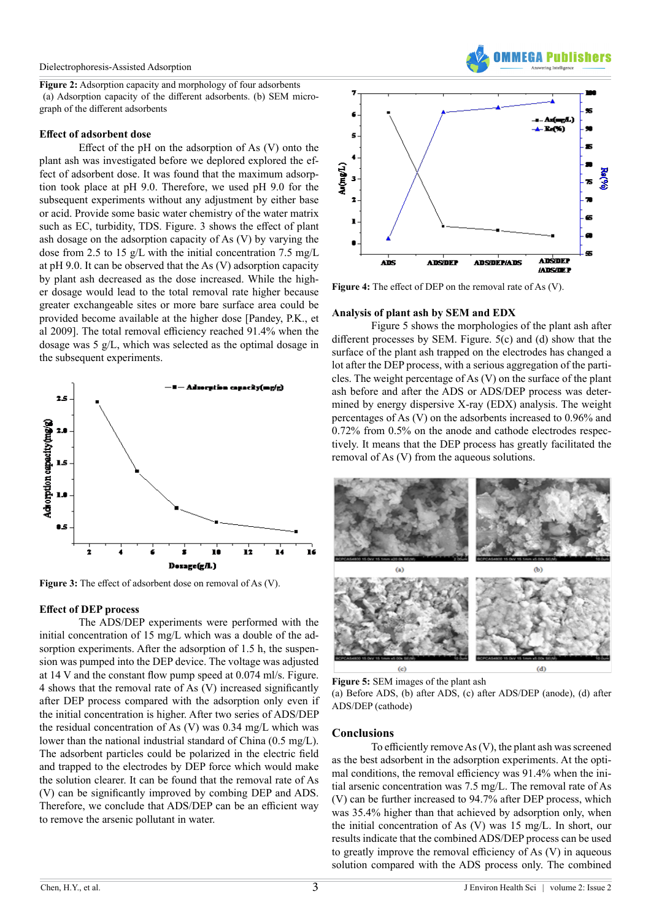**Figure 2:** Adsorption capacity and morphology of four adsorbents
(a) Adsorption capacity of the different adsorbents. (b) SEM micrograph of the different adsorbents

### Effect of adsorbent dose

Effect of the pH on the adsorption of As (V) onto the plant ash was investigated before we deplored explored the effect of adsorbent dose. It was found that the maximum adsorption took place at pH 9.0. Therefore, we used pH 9.0 for the subsequent experiments without any adjustment by either base or acid. Provide some basic water chemistry of the water matrix such as EC, turbidity, TDS. Figure. 3 shows the effect of plant ash dosage on the adsorption capacity of As (V) by varying the dose from 2.5 to 15 g/L with the initial concentration 7.5 mg/L at pH 9.0. It can be observed that the As (V) adsorption capacity by plant ash decreased as the dose increased. While the higher dosage would lead to the total removal rate higher because greater exchangeable sites or more bare surface area could be provided become available at the higher dose [Pandey, P.K., et al 2009]. The total removal efficiency reached 91.4% when the dosage was 5 g/L, which was selected as the optimal dosage in the subsequent experiments.

**Figure 3:** The effect of adsorbent dose on removal of As (V).

### Effect of DEP process

The ADS/DEP experiments were performed with the initial concentration of 15 mg/L which was a double of the adsorption experiments. After the adsorption of 1.5 h, the suspension was pumped into the DEP device. The voltage was adjusted at 14 V and the constant flow pump speed at 0.074 ml/s. Figure. 4 shows that the removal rate of As (V) increased significantly after DEP process compared with the adsorption only even if the initial concentration is higher. After two series of ADS/DEP the residual concentration of As (V) was 0.34 mg/L which was lower than the national industrial standard of China (0.5 mg/L). The adsorbent particles could be polarized in the electric field and trapped to the electrodes by DEP force which would make the solution clearer. It can be found that the removal rate of As (V) can be significantly improved by combing DEP and ADS. Therefore, we conclude that ADS/DEP can be an efficient way to remove the arsenic pollutant in water.

**Figure 4:** The effect of DEP on the removal rate of As (V).

### Analysis of plant ash by SEM and EDX

Figure 5 shows the morphologies of the plant ash after different processes by SEM. Figure. 5(c) and (d) show that the surface of the plant ash trapped on the electrodes has changed a lot after the DEP process, with a serious aggregation of the particles. The weight percentage of As (V) on the surface of the plant ash before and after the ADS or ADS/DEP process was determined by energy dispersive X-ray (EDX) analysis. The weight percentages of As (V) on the adsorbents increased to 0.96% and 0.72% from 0.5% on the anode and cathode electrodes respectively. It means that the DEP process has greatly facilitated the removal of As (V) from the aqueous solutions.

**Figure 5:** SEM images of the plant ash
(a) Before ADS, (b) after ADS, (c) after ADS/DEP (anode), (d) after ADS/DEP (cathode)

## Conclusions

To efficiently remove As (V), the plant ash was screened as the best adsorbent in the adsorption experiments. At the optimal conditions, the removal efficiency was 91.4% when the initial arsenic concentration was 7.5 mg/L. The removal rate of As (V) can be further increased to 94.7% after DEP process, which was 35.4% higher than that achieved by adsorption only, when the initial concentration of As (V) was 15 mg/L. In short, our results indicate that the combined ADS/DEP process can be used to greatly improve the removal efficiency of As (V) in aqueous solution compared with the ADS process only. The combined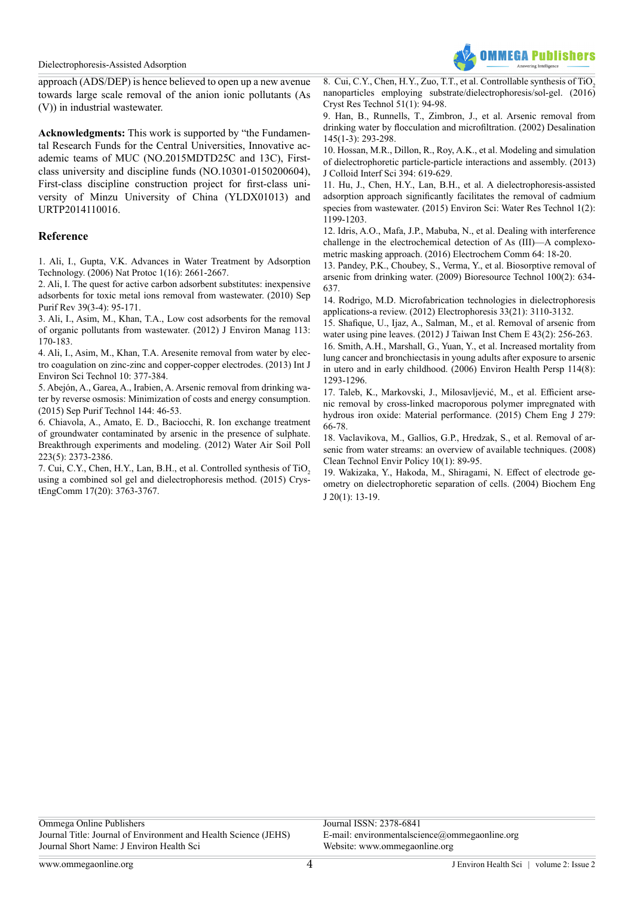approach (ADS/DEP) is hence believed to open up a new avenue towards large scale removal of the anion ionic pollutants (As (V)) in industrial wastewater.

**Acknowledgments:** This work is supported by "the Fundamental Research Funds for the Central Universities, Innovative academic teams of MUC (NO.2015MDTD25C and 13C), First-class university and discipline funds (NO.10301-0150200604), First-class discipline construction project for first-class university of Minzu University of China (YLDX01013) and URTP2014110016.

## Reference

1. Ali, I., Gupta, V.K. Advances in Water Treatment by Adsorption Technology. (2006) Nat Protoc 1(16): 2661-2667.
2. Ali, I. The quest for active carbon adsorbent substitutes: inexpensive adsorbents for toxic metal ions removal from wastewater. (2010) Sep Purif Rev 39(3-4): 95-171.
3. Ali, I., Asim, M., Khan, T.A., Low cost adsorbents for the removal of organic pollutants from wastewater. (2012) J Environ Manag 113: 170-183.
4. Ali, I., Asim, M., Khan, T.A. Aresenite removal from water by electro coagulation on zinc-zinc and copper-copper electrodes. (2013) Int J Environ Sci Technol 10: 377-384.
5. Abejón, A., Garea, A., Irabien, A. Arsenic removal from drinking water by reverse osmosis: Minimization of costs and energy consumption. (2015) Sep Purif Technol 144: 46-53.
6. Chiavola, A., Amato, E. D., Baciocchi, R. Ion exchange treatment of groundwater contaminated by arsenic in the presence of sulphate. Breakthrough experiments and modeling. (2012) Water Air Soil Poll 223(5): 2373-2386.
7. Cui, C.Y., Chen, H.Y., Lan, B.H., et al. Controlled synthesis of $TiO_2$ using a combined sol gel and dielectrophoresis method. (2015) CrystEngComm 17(20): 3763-3767.
8. Cui, C.Y., Chen, H.Y., Zuo, T.T., et al. Controllable synthesis of $TiO_2$ nanoparticles employing substrate/dielectrophoresis/sol-gel. (2016) Cryst Res Technol 51(1): 94-98.
9. Han, B., Runnells, T., Zimbron, J., et al. Arsenic removal from drinking water by flocculation and microfiltration. (2002) Desalination 145(1-3): 293-298.
10. Hossan, M.R., Dillon, R., Roy, A.K., et al. Modeling and simulation of dielectrophoretic particle-particle interactions and assembly. (2013) J Colloid Interf Sci 394: 619-629.
11. Hu, J., Chen, H.Y., Lan, B.H., et al. A dielectrophoresis-assisted adsorption approach significantly facilitates the removal of cadmium species from wastewater. (2015) Environ Sci: Water Res Technol 1(2): 1199-1203.
12. Idris, A.O., Mafa, J.P., Mabuba, N., et al. Dealing with interference challenge in the electrochemical detection of As (III)—A complexometric masking approach. (2016) Electrochem Comm 64: 18-20.
13. Pandey, P.K., Choubey, S., Verma, Y., et al. Biosorptive removal of arsenic from drinking water. (2009) Bioresource Technol 100(2): 634-637.
14. Rodrigo, M.D. Microfabrication technologies in dielectrophoresis applications-a review. (2012) Electrophoresis 33(21): 3110-3132.
15. Shafique, U., Ijaz, A., Salman, M., et al. Removal of arsenic from water using pine leaves. (2012) J Taiwan Inst Chem E 43(2): 256-263.
16. Smith, A.H., Marshall, G., Yuan, Y., et al. Increased mortality from lung cancer and bronchiectasis in young adults after exposure to arsenic in utero and in early childhood. (2006) Environ Health Persp 114(8): 1293-1296.
17. Taleb, K., Markovski, J., Milosavljević, M., et al. Efficient arsenic removal by cross-linked macroporous polymer impregnated with hydrous iron oxide: Material performance. (2015) Chem Eng J 279: 66-78.
18. Vaclavikova, M., Gallios, G.P., Hredzak, S., et al. Removal of arsenic from water streams: an overview of available techniques. (2008) Clean Technol Envir Policy 10(1): 89-95.
19. Wakizaka, Y., Hakoda, M., Shiragami, N. Effect of electrode geometry on dielectrophoretic separation of cells. (2004) Biochem Eng J 20(1): 13-19.